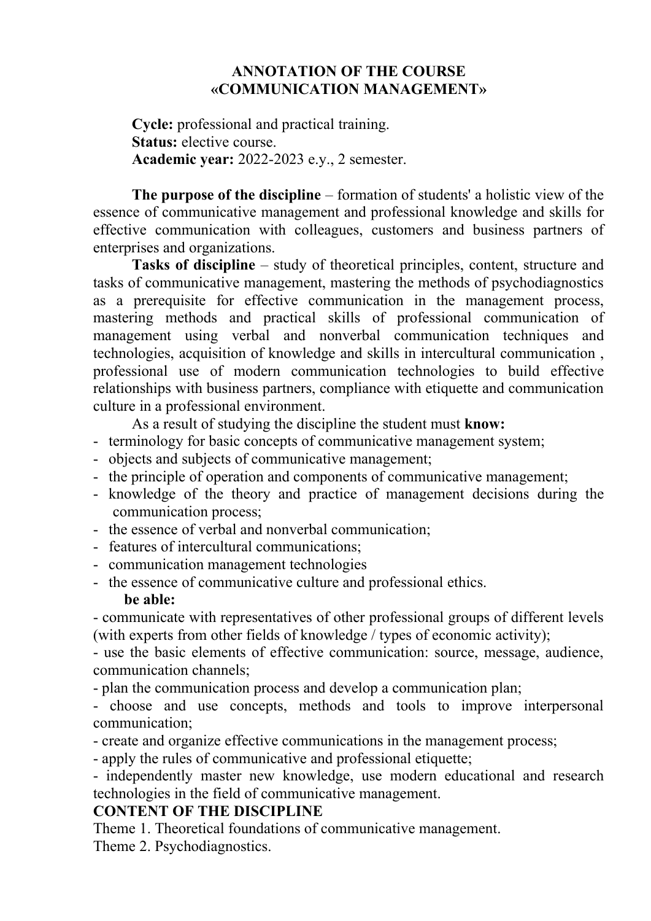# ANNOTATION OF THE COURSE
# «COMMUNICATION MANAGEMENT»

**Cycle:** professional and practical training.
**Status:** elective course.
**Academic year:** 2022-2023 e.y., 2 semester.

**The purpose of the discipline** – formation of students' a holistic view of the essence of communicative management and professional knowledge and skills for effective communication with colleagues, customers and business partners of enterprises and organizations.

**Tasks of discipline** – study of theoretical principles, content, structure and tasks of communicative management, mastering the methods of psychodiagnostics as a prerequisite for effective communication in the management process, mastering methods and practical skills of professional communication of management using verbal and nonverbal communication techniques and technologies, acquisition of knowledge and skills in intercultural communication , professional use of modern communication technologies to build effective relationships with business partners, compliance with etiquette and communication culture in a professional environment.

As a result of studying the discipline the student must **know:**

- terminology for basic concepts of communicative management system;
- objects and subjects of communicative management;
- the principle of operation and components of communicative management;
- knowledge of the theory and practice of management decisions during the communication process;
- the essence of verbal and nonverbal communication;
- features of intercultural communications;
- communication management technologies
- the essence of communicative culture and professional ethics.

**be able:**

- communicate with representatives of other professional groups of different levels (with experts from other fields of knowledge / types of economic activity);
- use the basic elements of effective communication: source, message, audience, communication channels;
- plan the communication process and develop a communication plan;
- choose and use concepts, methods and tools to improve interpersonal communication;
- create and organize effective communications in the management process;
- apply the rules of communicative and professional etiquette;
- independently master new knowledge, use modern educational and research technologies in the field of communicative management.

**CONTENT OF THE DISCIPLINE**

Theme 1. Theoretical foundations of communicative management.
Theme 2. Psychodiagnostics.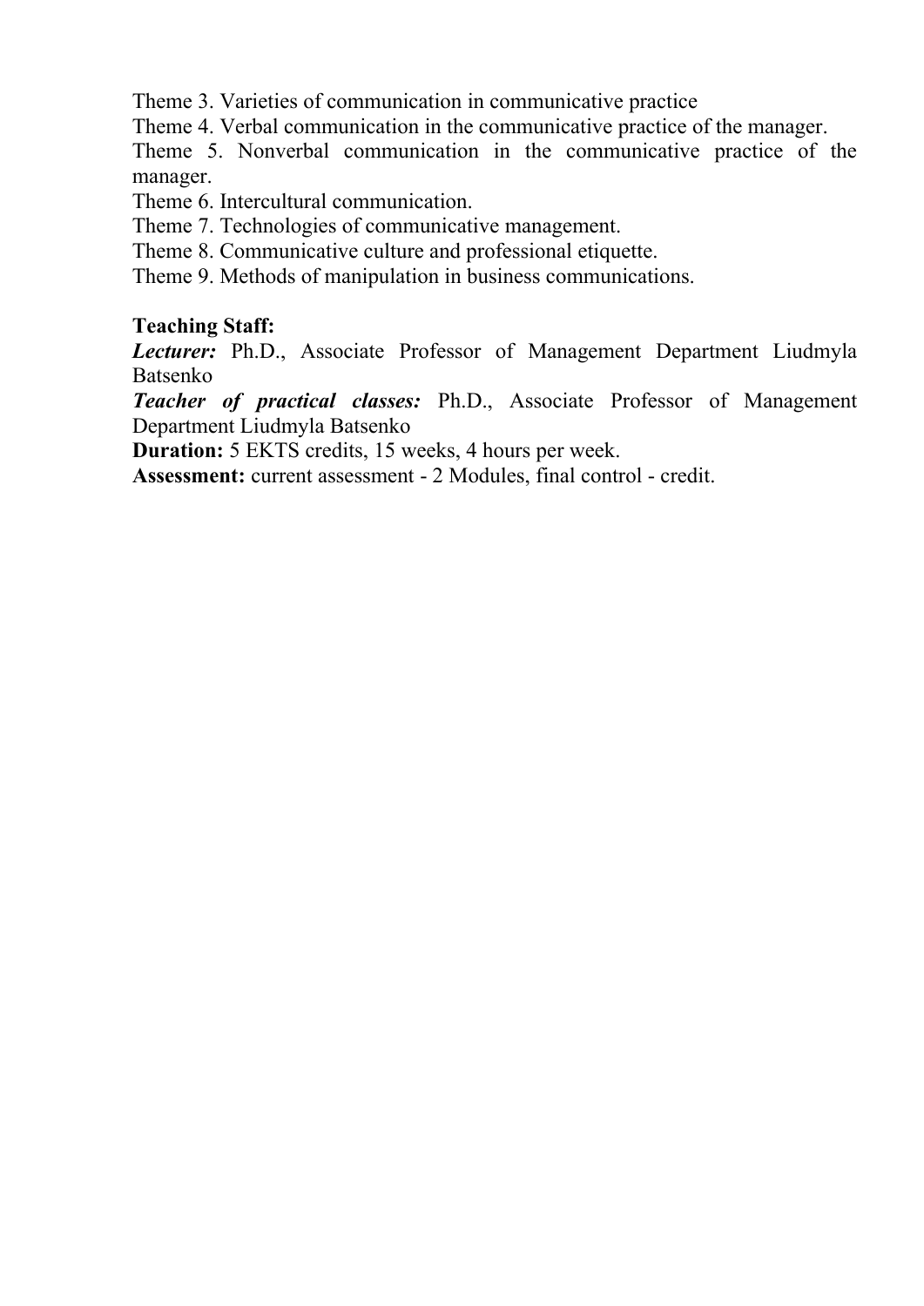Theme 3. Varieties of communication in communicative practice
Theme 4. Verbal communication in the communicative practice of the manager.
Theme 5. Nonverbal communication in the communicative practice of the manager.
Theme 6. Intercultural communication.
Theme 7. Technologies of communicative management.
Theme 8. Communicative culture and professional etiquette.
Theme 9. Methods of manipulation in business communications.

**Teaching Staff:**
***Lecturer:*** Ph.D., Associate Professor of Management Department Liudmyla Batsenko
***Teacher of practical classes:*** Ph.D., Associate Professor of Management Department Liudmyla Batsenko
**Duration:** 5 EKTS credits, 15 weeks, 4 hours per week.
**Assessment:** current assessment - 2 Modules, final control - credit.